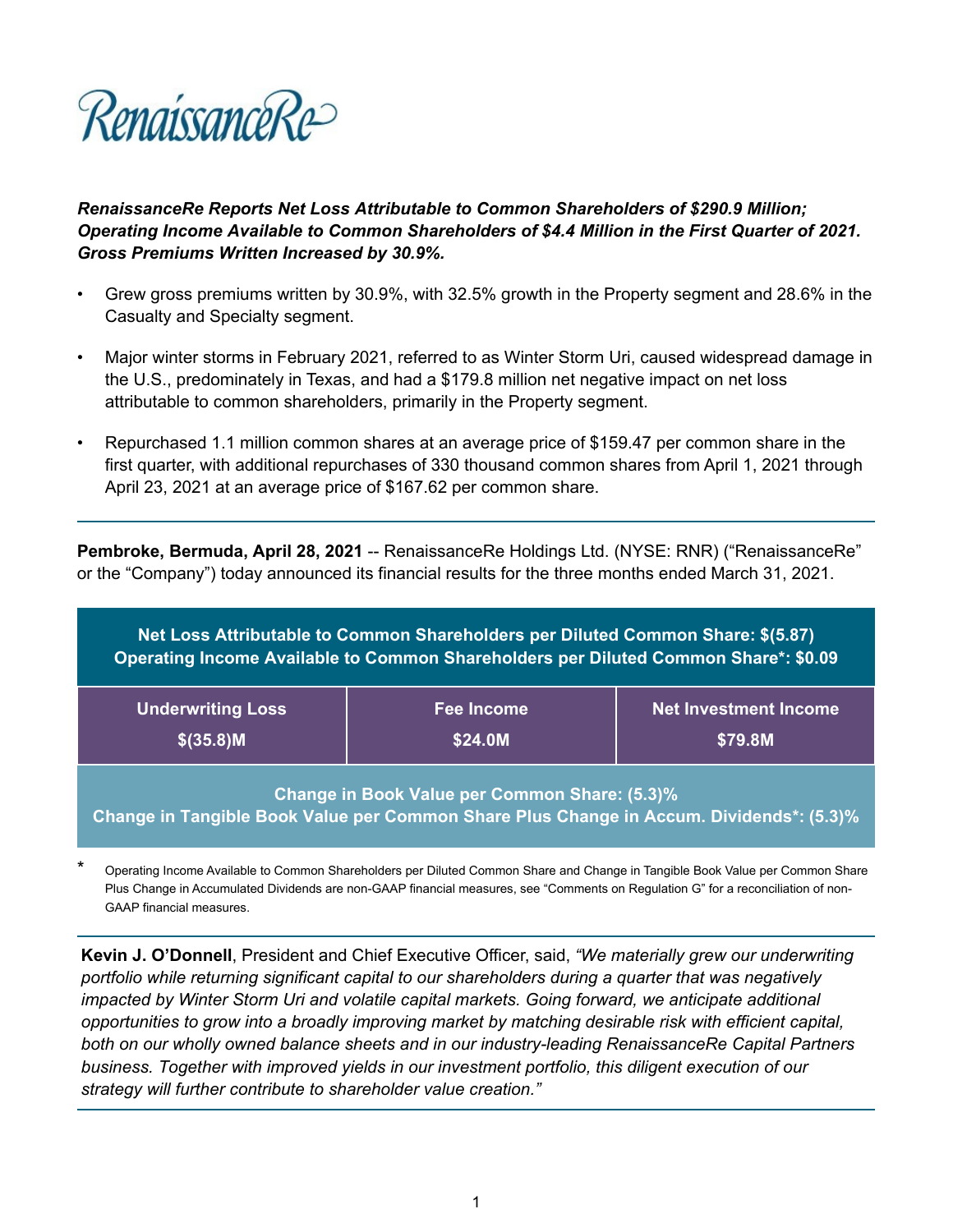RenaissanceRe

***RenaissanceRe Reports Net Loss Attributable to Common Shareholders of $290.9 Million; Operating Income Available to Common Shareholders of $4.4 Million in the First Quarter of 2021. Gross Premiums Written Increased by 30.9%.***

- Grew gross premiums written by 30.9%, with 32.5% growth in the Property segment and 28.6% in the Casualty and Specialty segment.
- Major winter storms in February 2021, referred to as Winter Storm Uri, caused widespread damage in the U.S., predominately in Texas, and had a $179.8 million net negative impact on net loss attributable to common shareholders, primarily in the Property segment.
- Repurchased 1.1 million common shares at an average price of $159.47 per common share in the first quarter, with additional repurchases of 330 thousand common shares from April 1, 2021 through April 23, 2021 at an average price of $167.62 per common share.

**Pembroke, Bermuda, April 28, 2021** -- RenaissanceRe Holdings Ltd. (NYSE: RNR) ("RenaissanceRe" or the "Company") today announced its financial results for the three months ended March 31, 2021.

**Net Loss Attributable to Common Shareholders per Diluted Common Share: $(5.87)**
**Operating Income Available to Common Shareholders per Diluted Common Share*: $0.09**

| Underwriting Loss | Fee Income | Net Investment Income |
|---|---|---|
| $(35.8)M | $24.0M | $79.8M |

**Change in Book Value per Common Share: (5.3)%**
**Change in Tangible Book Value per Common Share Plus Change in Accum. Dividends*: (5.3)%**

\* Operating Income Available to Common Shareholders per Diluted Common Share and Change in Tangible Book Value per Common Share Plus Change in Accumulated Dividends are non-GAAP financial measures, see "Comments on Regulation G" for a reconciliation of non-GAAP financial measures.

**Kevin J. O'Donnell**, President and Chief Executive Officer, said, *"We materially grew our underwriting portfolio while returning significant capital to our shareholders during a quarter that was negatively impacted by Winter Storm Uri and volatile capital markets. Going forward, we anticipate additional opportunities to grow into a broadly improving market by matching desirable risk with efficient capital, both on our wholly owned balance sheets and in our industry-leading RenaissanceRe Capital Partners business. Together with improved yields in our investment portfolio, this diligent execution of our strategy will further contribute to shareholder value creation."*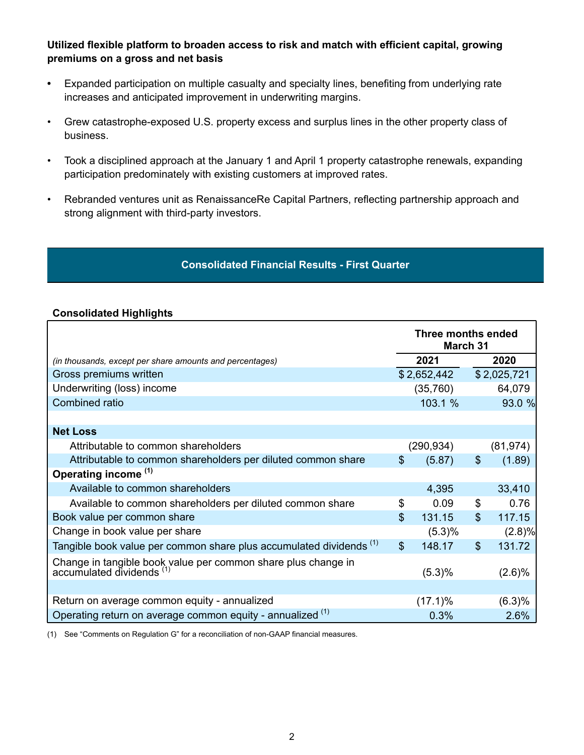**Utilized flexible platform to broaden access to risk and match with efficient capital, growing premiums on a gross and net basis**

- Expanded participation on multiple casualty and specialty lines, benefiting from underlying rate increases and anticipated improvement in underwriting margins.
- Grew catastrophe-exposed U.S. property excess and surplus lines in the other property class of business.
- Took a disciplined approach at the January 1 and April 1 property catastrophe renewals, expanding participation predominately with existing customers at improved rates.
- Rebranded ventures unit as RenaissanceRe Capital Partners, reflecting partnership approach and strong alignment with third-party investors.

## Consolidated Financial Results - First Quarter

### Consolidated Highlights

| *(in thousands, except per share amounts and percentages)* | Three months ended March 31 2021 | Three months ended March 31 2020 |
|---|---|---|
| Gross premiums written | $ 2,652,442 | $ 2,025,721 |
| Underwriting (loss) income | (35,760) | 64,079 |
| Combined ratio | 103.1 % | 93.0 % |
| | | |
| **Net Loss** | | |
| Attributable to common shareholders | (290,934) | (81,974) |
| Attributable to common shareholders per diluted common share | $ (5.87) | $ (1.89) |
| **Operating income** [1] | | |
| Available to common shareholders | 4,395 | 33,410 |
| Available to common shareholders per diluted common share | $ 0.09 | $ 0.76 |
| Book value per common share | $ 131.15 | $ 117.15 |
| Change in book value per share | (5.3)% | (2.8)% |
| Tangible book value per common share plus accumulated dividends [1] | $ 148.17 | $ 131.72 |
| Change in tangible book value per common share plus change in accumulated dividends [1] | (5.3)% | (2.6)% |
| | | |
| Return on average common equity - annualized | (17.1)% | (6.3)% |
| Operating return on average common equity - annualized [1] | 0.3% | 2.6% |

(1) See "Comments on Regulation G" for a reconciliation of non-GAAP financial measures.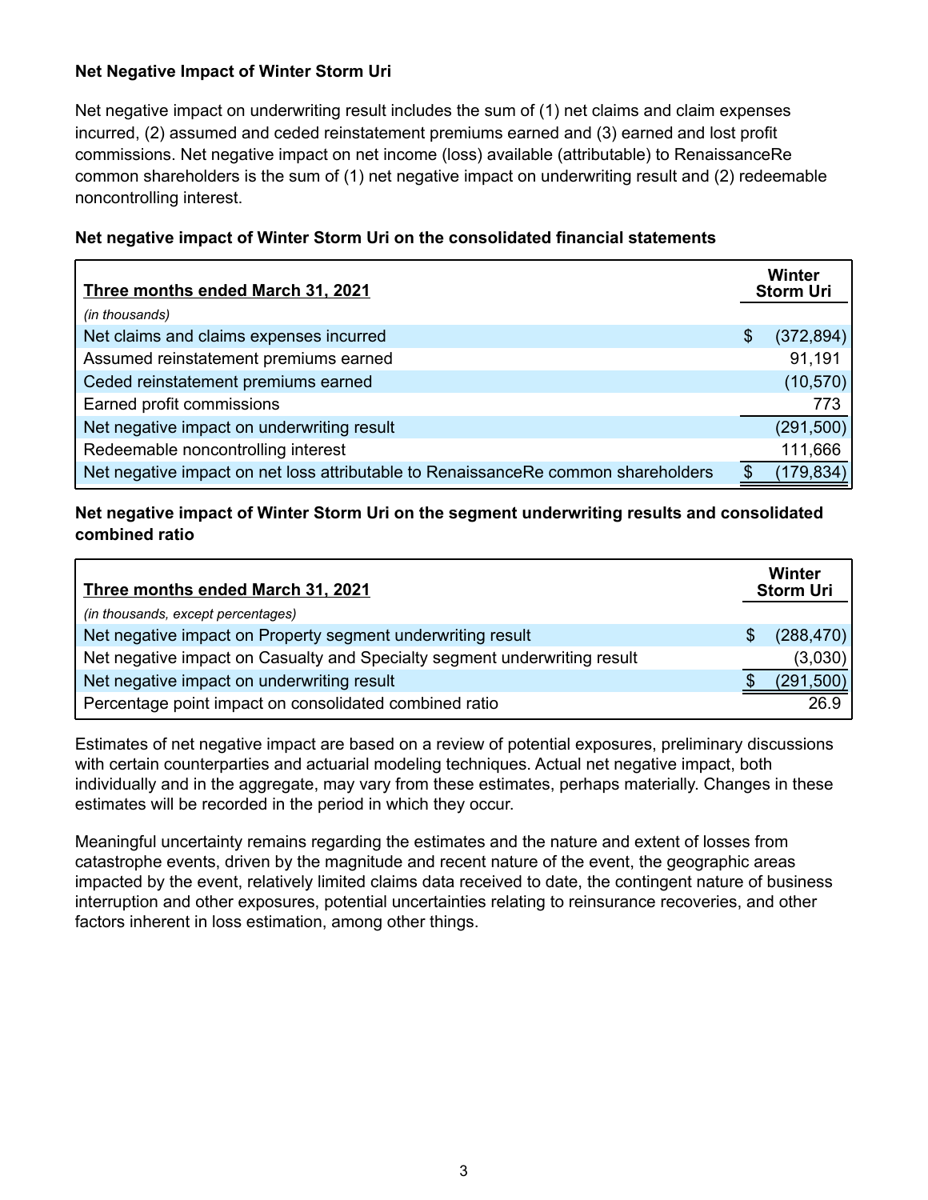### Net Negative Impact of Winter Storm Uri

Net negative impact on underwriting result includes the sum of (1) net claims and claim expenses incurred, (2) assumed and ceded reinstatement premiums earned and (3) earned and lost profit commissions. Net negative impact on net income (loss) available (attributable) to RenaissanceRe common shareholders is the sum of (1) net negative impact on underwriting result and (2) redeemable noncontrolling interest.

**Net negative impact of Winter Storm Uri on the consolidated financial statements**

| Three months ended March 31, 2021 | Winter Storm Uri |
|---|---|
| *(in thousands)* | |
| Net claims and claims expenses incurred | $ (372,894) |
| Assumed reinstatement premiums earned | 91,191 |
| Ceded reinstatement premiums earned | (10,570) |
| Earned profit commissions | 773 |
| Net negative impact on underwriting result | (291,500) |
| Redeemable noncontrolling interest | 111,666 |
| Net negative impact on net loss attributable to RenaissanceRe common shareholders | $ (179,834) |

**Net negative impact of Winter Storm Uri on the segment underwriting results and consolidated combined ratio**

| Three months ended March 31, 2021 | Winter Storm Uri |
|---|---|
| *(in thousands, except percentages)* | |
| Net negative impact on Property segment underwriting result | $ (288,470) |
| Net negative impact on Casualty and Specialty segment underwriting result | (3,030) |
| Net negative impact on underwriting result | $ (291,500) |
| Percentage point impact on consolidated combined ratio | 26.9 |

Estimates of net negative impact are based on a review of potential exposures, preliminary discussions with certain counterparties and actuarial modeling techniques. Actual net negative impact, both individually and in the aggregate, may vary from these estimates, perhaps materially. Changes in these estimates will be recorded in the period in which they occur.

Meaningful uncertainty remains regarding the estimates and the nature and extent of losses from catastrophe events, driven by the magnitude and recent nature of the event, the geographic areas impacted by the event, relatively limited claims data received to date, the contingent nature of business interruption and other exposures, potential uncertainties relating to reinsurance recoveries, and other factors inherent in loss estimation, among other things.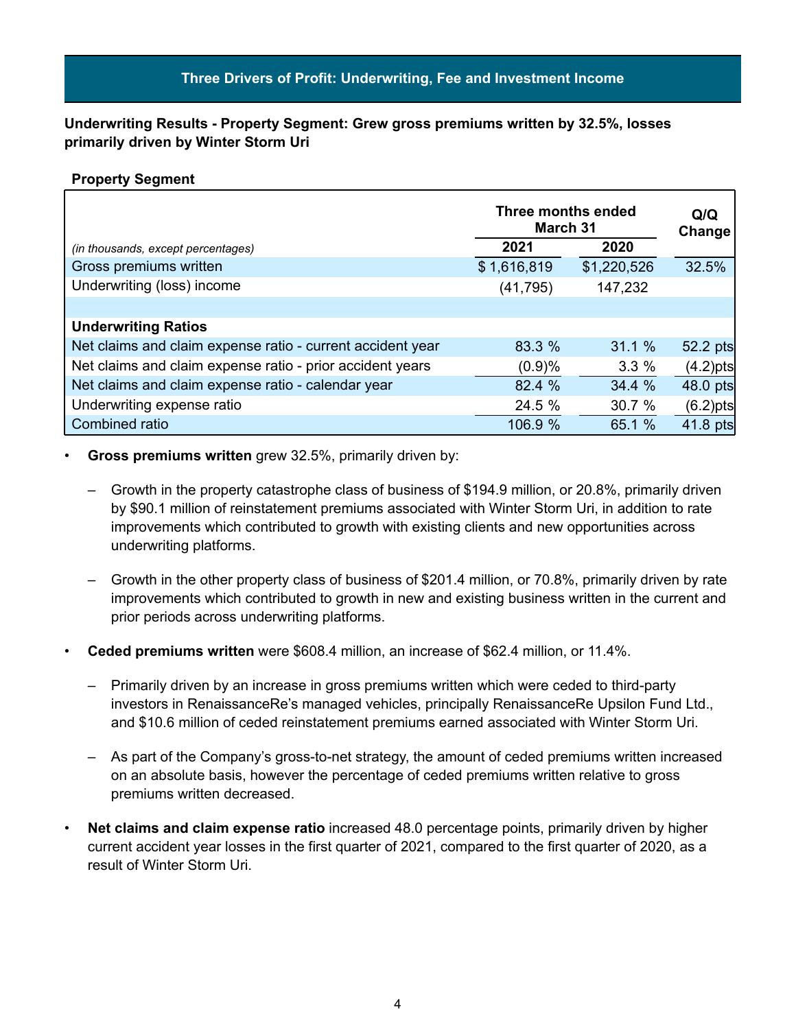## Three Drivers of Profit: Underwriting, Fee and Investment Income

**Underwriting Results - Property Segment: Grew gross premiums written by 32.5%, losses primarily driven by Winter Storm Uri**

**Property Segment**

| *(in thousands, except percentages)* | Three months ended March 31 | | Q/Q Change |
|---|---|---|---|
| | 2021 | 2020 | |
| Gross premiums written | $ 1,616,819 | $1,220,526 | 32.5% |
| Underwriting (loss) income | (41,795) | 147,232 | |
| | | | |
| **Underwriting Ratios** | | | |
| Net claims and claim expense ratio - current accident year | 83.3 % | 31.1 % | 52.2 pts |
| Net claims and claim expense ratio - prior accident years | (0.9)% | 3.3 % | (4.2)pts |
| Net claims and claim expense ratio - calendar year | 82.4 % | 34.4 % | 48.0 pts |
| Underwriting expense ratio | 24.5 % | 30.7 % | (6.2)pts |
| Combined ratio | 106.9 % | 65.1 % | 41.8 pts |

- **Gross premiums written** grew 32.5%, primarily driven by:
  - Growth in the property catastrophe class of business of $194.9 million, or 20.8%, primarily driven by $90.1 million of reinstatement premiums associated with Winter Storm Uri, in addition to rate improvements which contributed to growth with existing clients and new opportunities across underwriting platforms.
  - Growth in the other property class of business of $201.4 million, or 70.8%, primarily driven by rate improvements which contributed to growth in new and existing business written in the current and prior periods across underwriting platforms.
- **Ceded premiums written** were $608.4 million, an increase of $62.4 million, or 11.4%.
  - Primarily driven by an increase in gross premiums written which were ceded to third-party investors in RenaissanceRe's managed vehicles, principally RenaissanceRe Upsilon Fund Ltd., and $10.6 million of ceded reinstatement premiums earned associated with Winter Storm Uri.
  - As part of the Company's gross-to-net strategy, the amount of ceded premiums written increased on an absolute basis, however the percentage of ceded premiums written relative to gross premiums written decreased.
- **Net claims and claim expense ratio** increased 48.0 percentage points, primarily driven by higher current accident year losses in the first quarter of 2021, compared to the first quarter of 2020, as a result of Winter Storm Uri.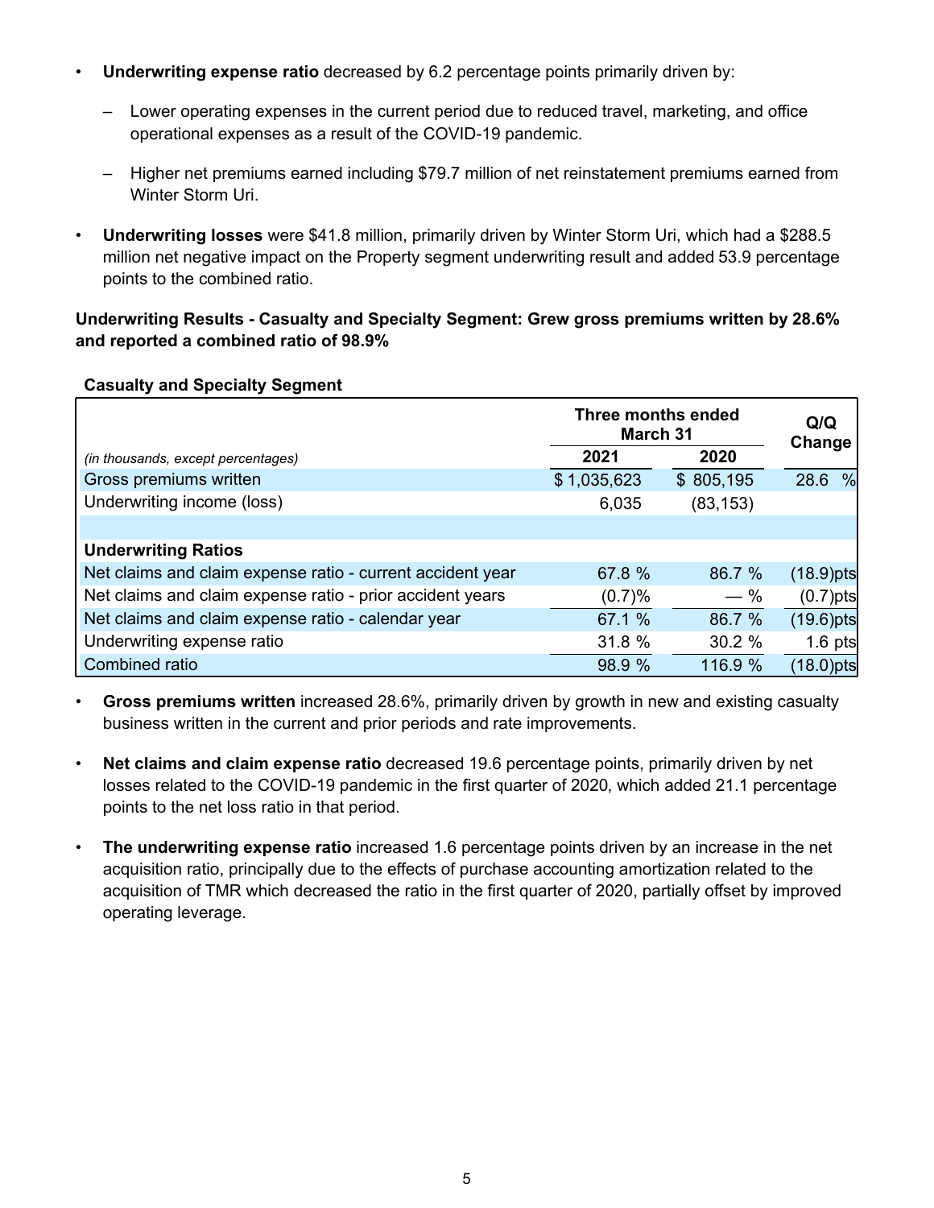- **Underwriting expense ratio** decreased by 6.2 percentage points primarily driven by:
  - Lower operating expenses in the current period due to reduced travel, marketing, and office operational expenses as a result of the COVID-19 pandemic.
  - Higher net premiums earned including $79.7 million of net reinstatement premiums earned from Winter Storm Uri.
- **Underwriting losses** were $41.8 million, primarily driven by Winter Storm Uri, which had a $288.5 million net negative impact on the Property segment underwriting result and added 53.9 percentage points to the combined ratio.

**Underwriting Results - Casualty and Specialty Segment: Grew gross premiums written by 28.6% and reported a combined ratio of 98.9%**

**Casualty and Specialty Segment**

| | Three months ended March 31 | | Q/Q Change |
|---|---|---|---|
| *(in thousands, except percentages)* | 2021 | 2020 | |
| Gross premiums written | $ 1,035,623 | $ 805,195 | 28.6 % |
| Underwriting income (loss) | 6,035 | (83,153) | |
| | | | |
| **Underwriting Ratios** | | | |
| Net claims and claim expense ratio - current accident year | 67.8 % | 86.7 % | (18.9)pts |
| Net claims and claim expense ratio - prior accident years | (0.7)% | — % | (0.7)pts |
| Net claims and claim expense ratio - calendar year | 67.1 % | 86.7 % | (19.6)pts |
| Underwriting expense ratio | 31.8 % | 30.2 % | 1.6 pts |
| Combined ratio | 98.9 % | 116.9 % | (18.0)pts |

- **Gross premiums written** increased 28.6%, primarily driven by growth in new and existing casualty business written in the current and prior periods and rate improvements.
- **Net claims and claim expense ratio** decreased 19.6 percentage points, primarily driven by net losses related to the COVID-19 pandemic in the first quarter of 2020, which added 21.1 percentage points to the net loss ratio in that period.
- **The underwriting expense ratio** increased 1.6 percentage points driven by an increase in the net acquisition ratio, principally due to the effects of purchase accounting amortization related to the acquisition of TMR which decreased the ratio in the first quarter of 2020, partially offset by improved operating leverage.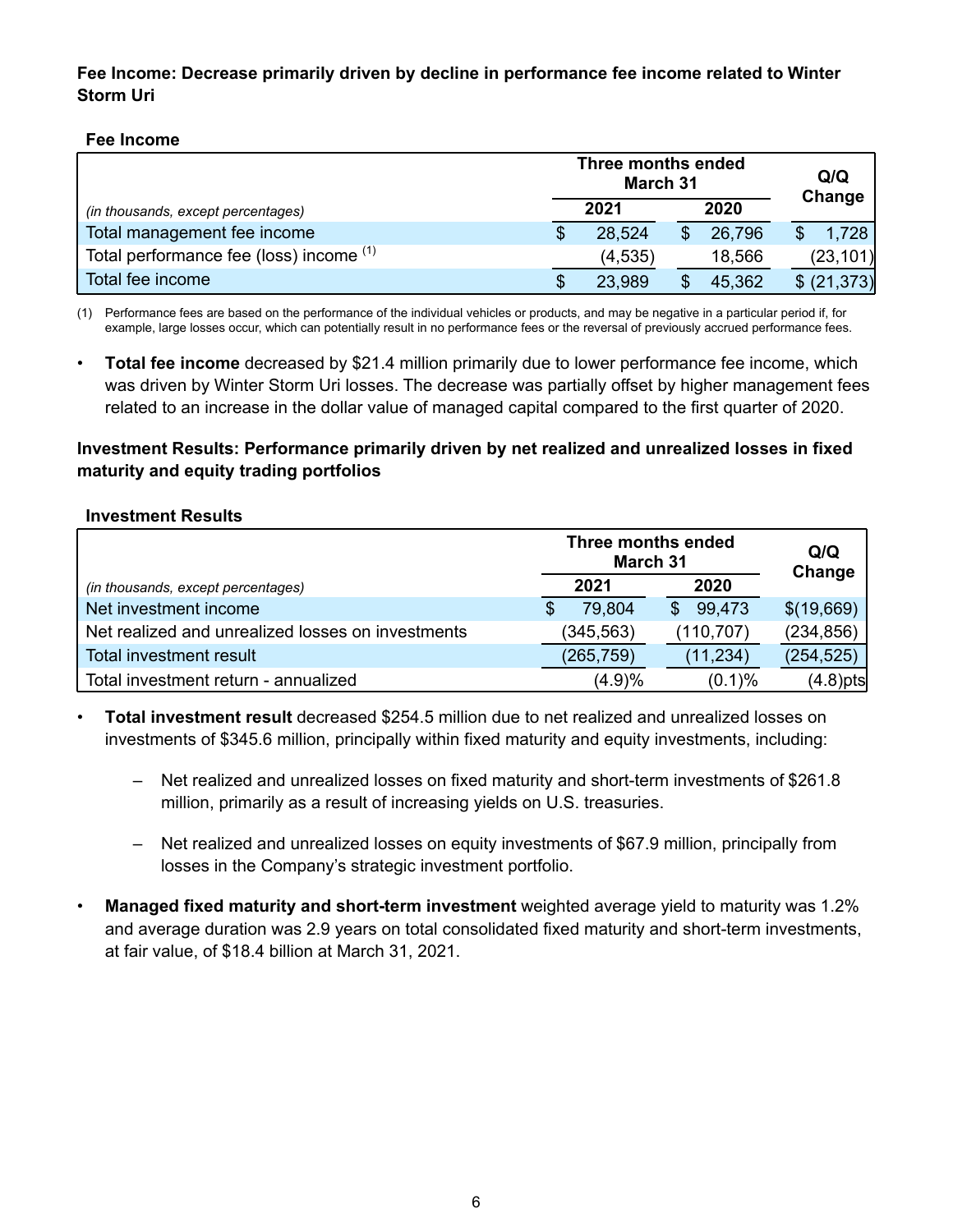**Fee Income: Decrease primarily driven by decline in performance fee income related to Winter Storm Uri**

**Fee Income**

| | Three months ended March 31 | | Q/Q Change |
|---|---|---|---|
| *(in thousands, except percentages)* | 2021 | 2020 | |
| Total management fee income | $ 28,524 | $ 26,796 | $ 1,728 |
| Total performance fee (loss) income [(1)] | (4,535) | 18,566 | (23,101) |
| Total fee income | $ 23,989 | $ 45,362 | $ (21,373) |

(1) Performance fees are based on the performance of the individual vehicles or products, and may be negative in a particular period if, for example, large losses occur, which can potentially result in no performance fees or the reversal of previously accrued performance fees.

- **Total fee income** decreased by $21.4 million primarily due to lower performance fee income, which was driven by Winter Storm Uri losses. The decrease was partially offset by higher management fees related to an increase in the dollar value of managed capital compared to the first quarter of 2020.

**Investment Results: Performance primarily driven by net realized and unrealized losses in fixed maturity and equity trading portfolios**

**Investment Results**

| | Three months ended March 31 | | Q/Q Change |
|---|---|---|---|
| *(in thousands, except percentages)* | 2021 | 2020 | |
| Net investment income | $ 79,804 | $ 99,473 | $(19,669) |
| Net realized and unrealized losses on investments | (345,563) | (110,707) | (234,856) |
| Total investment result | (265,759) | (11,234) | (254,525) |
| Total investment return - annualized | (4.9)% | (0.1)% | (4.8)pts |

- **Total investment result** decreased $254.5 million due to net realized and unrealized losses on investments of $345.6 million, principally within fixed maturity and equity investments, including:
  - Net realized and unrealized losses on fixed maturity and short-term investments of $261.8 million, primarily as a result of increasing yields on U.S. treasuries.
  - Net realized and unrealized losses on equity investments of $67.9 million, principally from losses in the Company's strategic investment portfolio.
- **Managed fixed maturity and short-term investment** weighted average yield to maturity was 1.2% and average duration was 2.9 years on total consolidated fixed maturity and short-term investments, at fair value, of $18.4 billion at March 31, 2021.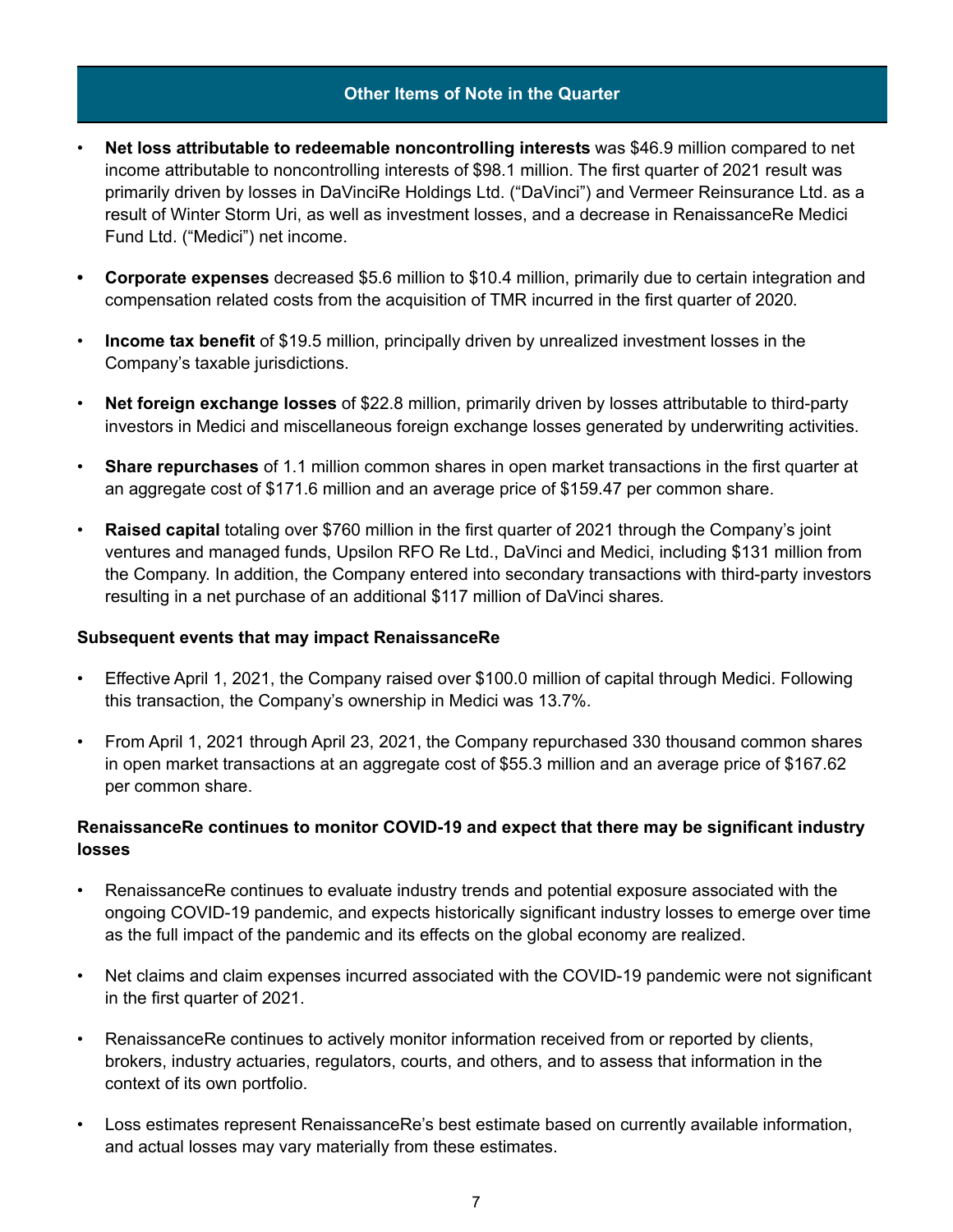## Other Items of Note in the Quarter

- **Net loss attributable to redeemable noncontrolling interests** was $46.9 million compared to net income attributable to noncontrolling interests of $98.1 million. The first quarter of 2021 result was primarily driven by losses in DaVinciRe Holdings Ltd. ("DaVinci") and Vermeer Reinsurance Ltd. as a result of Winter Storm Uri, as well as investment losses, and a decrease in RenaissanceRe Medici Fund Ltd. ("Medici") net income.
- **Corporate expenses** decreased $5.6 million to $10.4 million, primarily due to certain integration and compensation related costs from the acquisition of TMR incurred in the first quarter of 2020.
- **Income tax benefit** of $19.5 million, principally driven by unrealized investment losses in the Company's taxable jurisdictions.
- **Net foreign exchange losses** of $22.8 million, primarily driven by losses attributable to third-party investors in Medici and miscellaneous foreign exchange losses generated by underwriting activities.
- **Share repurchases** of 1.1 million common shares in open market transactions in the first quarter at an aggregate cost of $171.6 million and an average price of $159.47 per common share.
- **Raised capital** totaling over $760 million in the first quarter of 2021 through the Company's joint ventures and managed funds, Upsilon RFO Re Ltd., DaVinci and Medici, including $131 million from the Company. In addition, the Company entered into secondary transactions with third-party investors resulting in a net purchase of an additional $117 million of DaVinci shares.

**Subsequent events that may impact RenaissanceRe**

- Effective April 1, 2021, the Company raised over $100.0 million of capital through Medici. Following this transaction, the Company's ownership in Medici was 13.7%.
- From April 1, 2021 through April 23, 2021, the Company repurchased 330 thousand common shares in open market transactions at an aggregate cost of $55.3 million and an average price of $167.62 per common share.

**RenaissanceRe continues to monitor COVID-19 and expect that there may be significant industry losses**

- RenaissanceRe continues to evaluate industry trends and potential exposure associated with the ongoing COVID-19 pandemic, and expects historically significant industry losses to emerge over time as the full impact of the pandemic and its effects on the global economy are realized.
- Net claims and claim expenses incurred associated with the COVID-19 pandemic were not significant in the first quarter of 2021.
- RenaissanceRe continues to actively monitor information received from or reported by clients, brokers, industry actuaries, regulators, courts, and others, and to assess that information in the context of its own portfolio.
- Loss estimates represent RenaissanceRe's best estimate based on currently available information, and actual losses may vary materially from these estimates.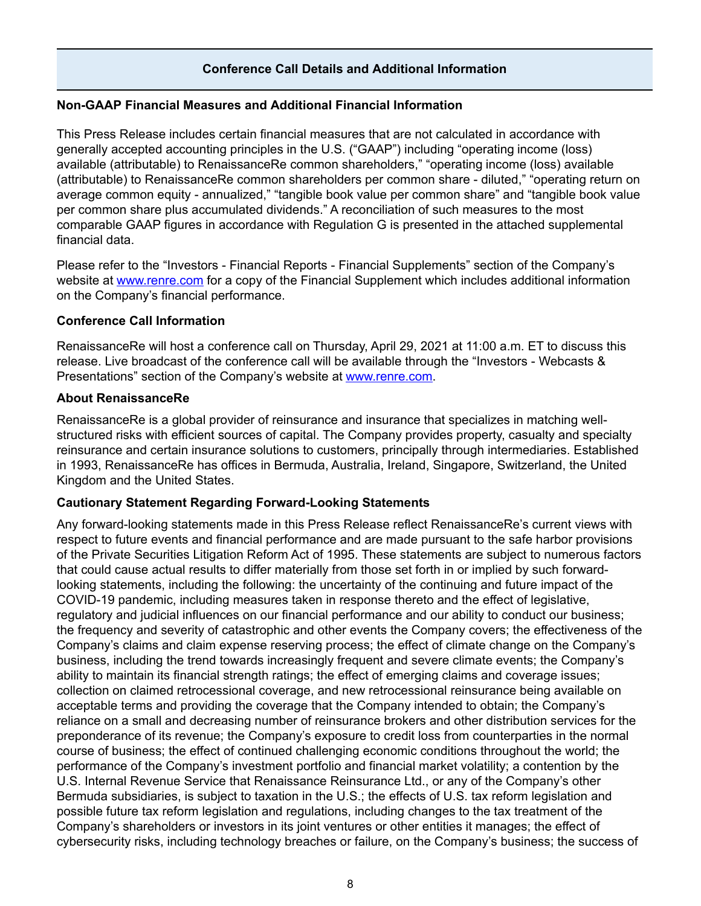## Conference Call Details and Additional Information

**Non-GAAP Financial Measures and Additional Financial Information**

This Press Release includes certain financial measures that are not calculated in accordance with generally accepted accounting principles in the U.S. ("GAAP") including "operating income (loss) available (attributable) to RenaissanceRe common shareholders," "operating income (loss) available (attributable) to RenaissanceRe common shareholders per common share - diluted," "operating return on average common equity - annualized," "tangible book value per common share" and "tangible book value per common share plus accumulated dividends." A reconciliation of such measures to the most comparable GAAP figures in accordance with Regulation G is presented in the attached supplemental financial data.

Please refer to the "Investors - Financial Reports - Financial Supplements" section of the Company's website at www.renre.com for a copy of the Financial Supplement which includes additional information on the Company's financial performance.

**Conference Call Information**

RenaissanceRe will host a conference call on Thursday, April 29, 2021 at 11:00 a.m. ET to discuss this release. Live broadcast of the conference call will be available through the "Investors - Webcasts & Presentations" section of the Company's website at www.renre.com.

**About RenaissanceRe**

RenaissanceRe is a global provider of reinsurance and insurance that specializes in matching well-structured risks with efficient sources of capital. The Company provides property, casualty and specialty reinsurance and certain insurance solutions to customers, principally through intermediaries. Established in 1993, RenaissanceRe has offices in Bermuda, Australia, Ireland, Singapore, Switzerland, the United Kingdom and the United States.

**Cautionary Statement Regarding Forward-Looking Statements**

Any forward-looking statements made in this Press Release reflect RenaissanceRe's current views with respect to future events and financial performance and are made pursuant to the safe harbor provisions of the Private Securities Litigation Reform Act of 1995. These statements are subject to numerous factors that could cause actual results to differ materially from those set forth in or implied by such forward-looking statements, including the following: the uncertainty of the continuing and future impact of the COVID-19 pandemic, including measures taken in response thereto and the effect of legislative, regulatory and judicial influences on our financial performance and our ability to conduct our business; the frequency and severity of catastrophic and other events the Company covers; the effectiveness of the Company's claims and claim expense reserving process; the effect of climate change on the Company's business, including the trend towards increasingly frequent and severe climate events; the Company's ability to maintain its financial strength ratings; the effect of emerging claims and coverage issues; collection on claimed retrocessional coverage, and new retrocessional reinsurance being available on acceptable terms and providing the coverage that the Company intended to obtain; the Company's reliance on a small and decreasing number of reinsurance brokers and other distribution services for the preponderance of its revenue; the Company's exposure to credit loss from counterparties in the normal course of business; the effect of continued challenging economic conditions throughout the world; the performance of the Company's investment portfolio and financial market volatility; a contention by the U.S. Internal Revenue Service that Renaissance Reinsurance Ltd., or any of the Company's other Bermuda subsidiaries, is subject to taxation in the U.S.; the effects of U.S. tax reform legislation and possible future tax reform legislation and regulations, including changes to the tax treatment of the Company's shareholders or investors in its joint ventures or other entities it manages; the effect of cybersecurity risks, including technology breaches or failure, on the Company's business; the success of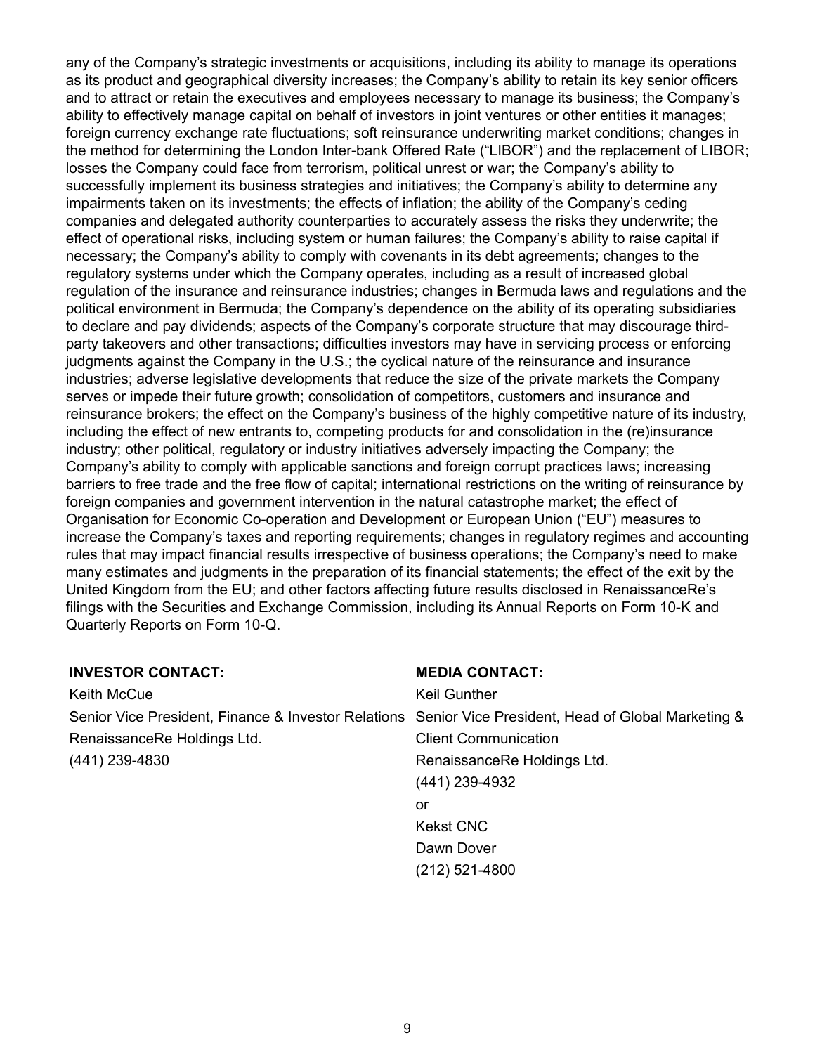any of the Company's strategic investments or acquisitions, including its ability to manage its operations as its product and geographical diversity increases; the Company's ability to retain its key senior officers and to attract or retain the executives and employees necessary to manage its business; the Company's ability to effectively manage capital on behalf of investors in joint ventures or other entities it manages; foreign currency exchange rate fluctuations; soft reinsurance underwriting market conditions; changes in the method for determining the London Inter-bank Offered Rate ("LIBOR") and the replacement of LIBOR; losses the Company could face from terrorism, political unrest or war; the Company's ability to successfully implement its business strategies and initiatives; the Company's ability to determine any impairments taken on its investments; the effects of inflation; the ability of the Company's ceding companies and delegated authority counterparties to accurately assess the risks they underwrite; the effect of operational risks, including system or human failures; the Company's ability to raise capital if necessary; the Company's ability to comply with covenants in its debt agreements; changes to the regulatory systems under which the Company operates, including as a result of increased global regulation of the insurance and reinsurance industries; changes in Bermuda laws and regulations and the political environment in Bermuda; the Company's dependence on the ability of its operating subsidiaries to declare and pay dividends; aspects of the Company's corporate structure that may discourage third-party takeovers and other transactions; difficulties investors may have in servicing process or enforcing judgments against the Company in the U.S.; the cyclical nature of the reinsurance and insurance industries; adverse legislative developments that reduce the size of the private markets the Company serves or impede their future growth; consolidation of competitors, customers and insurance and reinsurance brokers; the effect on the Company's business of the highly competitive nature of its industry, including the effect of new entrants to, competing products for and consolidation in the (re)insurance industry; other political, regulatory or industry initiatives adversely impacting the Company; the Company's ability to comply with applicable sanctions and foreign corrupt practices laws; increasing barriers to free trade and the free flow of capital; international restrictions on the writing of reinsurance by foreign companies and government intervention in the natural catastrophe market; the effect of Organisation for Economic Co-operation and Development or European Union ("EU") measures to increase the Company's taxes and reporting requirements; changes in regulatory regimes and accounting rules that may impact financial results irrespective of business operations; the Company's need to make many estimates and judgments in the preparation of its financial statements; the effect of the exit by the United Kingdom from the EU; and other factors affecting future results disclosed in RenaissanceRe's filings with the Securities and Exchange Commission, including its Annual Reports on Form 10-K and Quarterly Reports on Form 10-Q.

**INVESTOR CONTACT:**
Keith McCue
Senior Vice President, Finance & Investor Relations
RenaissanceRe Holdings Ltd.
(441) 239-4830

**MEDIA CONTACT:**
Keil Gunther
Senior Vice President, Head of Global Marketing & Client Communication
RenaissanceRe Holdings Ltd.
(441) 239-4932
or
Kekst CNC
Dawn Dover
(212) 521-4800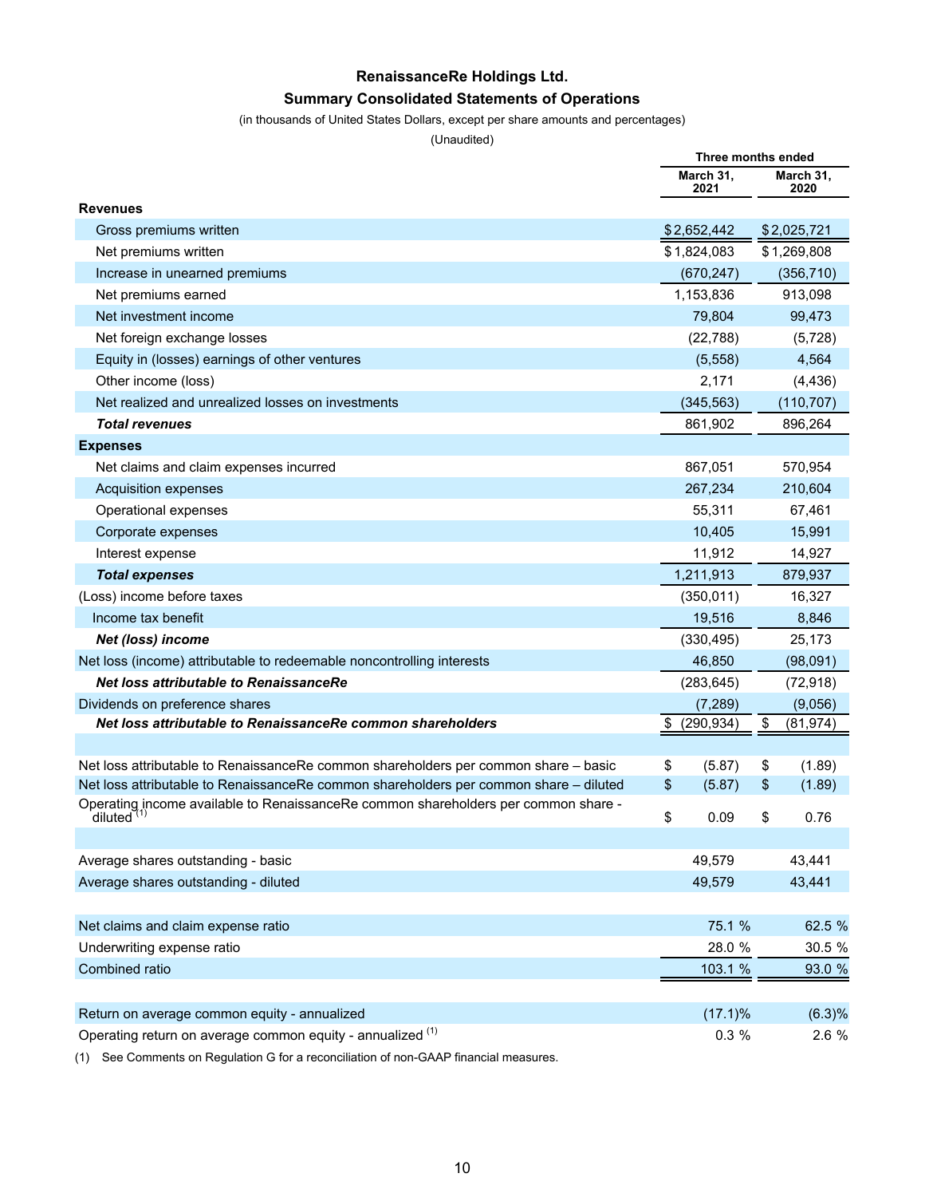# RenaissanceRe Holdings Ltd.

## Summary Consolidated Statements of Operations

(in thousands of United States Dollars, except per share amounts and percentages)

(Unaudited)

| | Three months ended | |
|---|---|---|
| | March 31, 2021 | March 31, 2020 |
| **Revenues** | | |
| Gross premiums written | $ 2,652,442 | $ 2,025,721 |
| Net premiums written | $ 1,824,083 | $ 1,269,808 |
| Increase in unearned premiums | (670,247) | (356,710) |
| Net premiums earned | 1,153,836 | 913,098 |
| Net investment income | 79,804 | 99,473 |
| Net foreign exchange losses | (22,788) | (5,728) |
| Equity in (losses) earnings of other ventures | (5,558) | 4,564 |
| Other income (loss) | 2,171 | (4,436) |
| Net realized and unrealized losses on investments | (345,563) | (110,707) |
| ***Total revenues*** | 861,902 | 896,264 |
| **Expenses** | | |
| Net claims and claim expenses incurred | 867,051 | 570,954 |
| Acquisition expenses | 267,234 | 210,604 |
| Operational expenses | 55,311 | 67,461 |
| Corporate expenses | 10,405 | 15,991 |
| Interest expense | 11,912 | 14,927 |
| ***Total expenses*** | 1,211,913 | 879,937 |
| (Loss) income before taxes | (350,011) | 16,327 |
| Income tax benefit | 19,516 | 8,846 |
| ***Net (loss) income*** | (330,495) | 25,173 |
| Net loss (income) attributable to redeemable noncontrolling interests | 46,850 | (98,091) |
| ***Net loss attributable to RenaissanceRe*** | (283,645) | (72,918) |
| Dividends on preference shares | (7,289) | (9,056) |
| ***Net loss attributable to RenaissanceRe common shareholders*** | $ (290,934) | $ (81,974) |
| | | |
| Net loss attributable to RenaissanceRe common shareholders per common share – basic | $ (5.87) | $ (1.89) |
| Net loss attributable to RenaissanceRe common shareholders per common share – diluted | $ (5.87) | $ (1.89) |
| Operating income available to RenaissanceRe common shareholders per common share - diluted [(1)] | $ 0.09 | $ 0.76 |
| | | |
| Average shares outstanding - basic | 49,579 | 43,441 |
| Average shares outstanding - diluted | 49,579 | 43,441 |
| | | |
| Net claims and claim expense ratio | 75.1 % | 62.5 % |
| Underwriting expense ratio | 28.0 % | 30.5 % |
| Combined ratio | 103.1 % | 93.0 % |
| | | |
| Return on average common equity - annualized | (17.1)% | (6.3)% |
| Operating return on average common equity - annualized [(1)] | 0.3 % | 2.6 % |

(1) See Comments on Regulation G for a reconciliation of non-GAAP financial measures.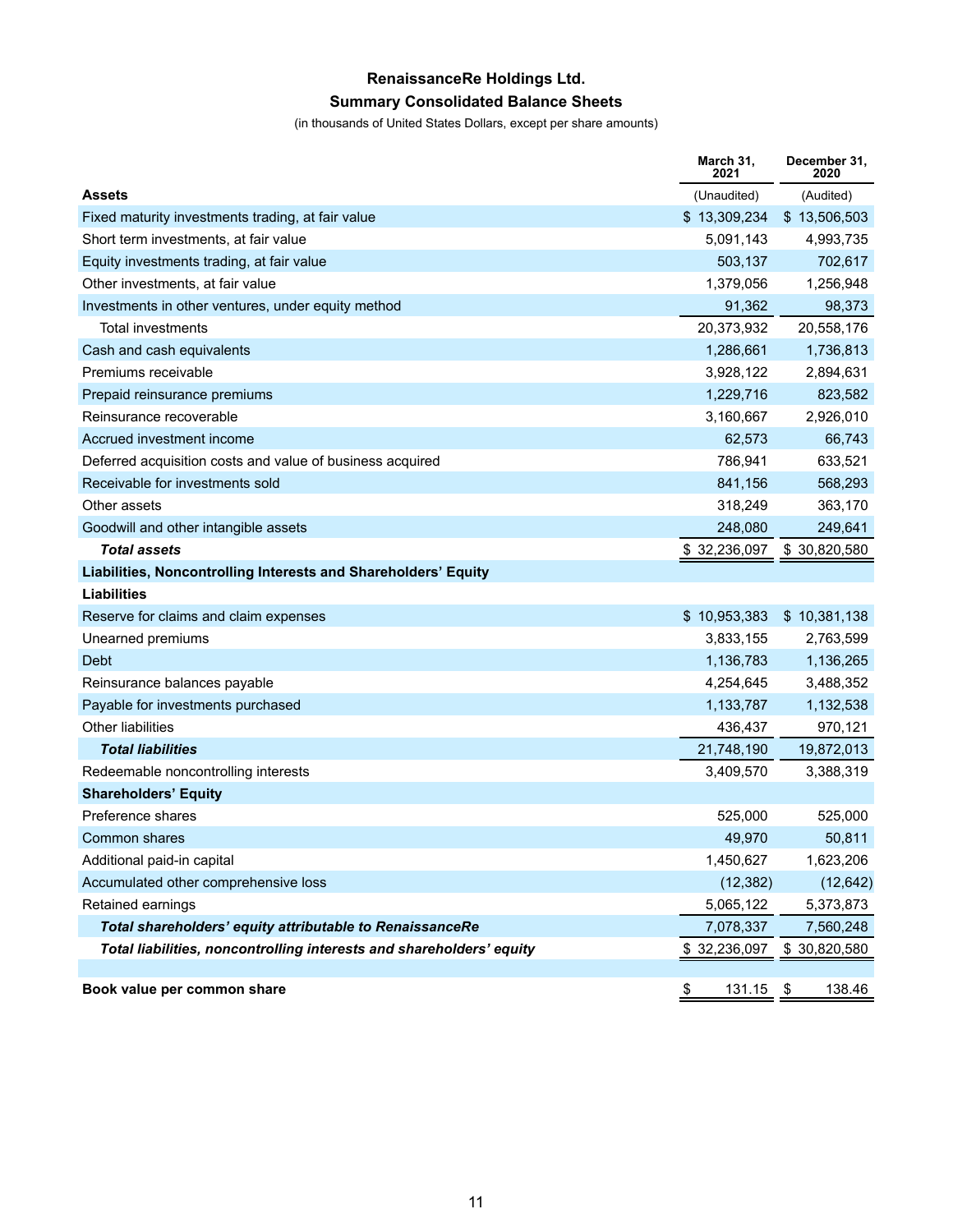# RenaissanceRe Holdings Ltd.

## Summary Consolidated Balance Sheets

(in thousands of United States Dollars, except per share amounts)

| | March 31, 2021 | December 31, 2020 |
|---|---|---|
| **Assets** | (Unaudited) | (Audited) |
| Fixed maturity investments trading, at fair value | $ 13,309,234 | $ 13,506,503 |
| Short term investments, at fair value | 5,091,143 | 4,993,735 |
| Equity investments trading, at fair value | 503,137 | 702,617 |
| Other investments, at fair value | 1,379,056 | 1,256,948 |
| Investments in other ventures, under equity method | 91,362 | 98,373 |
| Total investments | 20,373,932 | 20,558,176 |
| Cash and cash equivalents | 1,286,661 | 1,736,813 |
| Premiums receivable | 3,928,122 | 2,894,631 |
| Prepaid reinsurance premiums | 1,229,716 | 823,582 |
| Reinsurance recoverable | 3,160,667 | 2,926,010 |
| Accrued investment income | 62,573 | 66,743 |
| Deferred acquisition costs and value of business acquired | 786,941 | 633,521 |
| Receivable for investments sold | 841,156 | 568,293 |
| Other assets | 318,249 | 363,170 |
| Goodwill and other intangible assets | 248,080 | 249,641 |
| ***Total assets*** | $ 32,236,097 | $ 30,820,580 |
| **Liabilities, Noncontrolling Interests and Shareholders' Equity** | | |
| **Liabilities** | | |
| Reserve for claims and claim expenses | $ 10,953,383 | $ 10,381,138 |
| Unearned premiums | 3,833,155 | 2,763,599 |
| Debt | 1,136,783 | 1,136,265 |
| Reinsurance balances payable | 4,254,645 | 3,488,352 |
| Payable for investments purchased | 1,133,787 | 1,132,538 |
| Other liabilities | 436,437 | 970,121 |
| ***Total liabilities*** | 21,748,190 | 19,872,013 |
| Redeemable noncontrolling interests | 3,409,570 | 3,388,319 |
| **Shareholders' Equity** | | |
| Preference shares | 525,000 | 525,000 |
| Common shares | 49,970 | 50,811 |
| Additional paid-in capital | 1,450,627 | 1,623,206 |
| Accumulated other comprehensive loss | (12,382) | (12,642) |
| Retained earnings | 5,065,122 | 5,373,873 |
| ***Total shareholders' equity attributable to RenaissanceRe*** | 7,078,337 | 7,560,248 |
| ***Total liabilities, noncontrolling interests and shareholders' equity*** | $ 32,236,097 | $ 30,820,580 |
| | | |
| **Book value per common share** | $ 131.15 | $ 138.46 |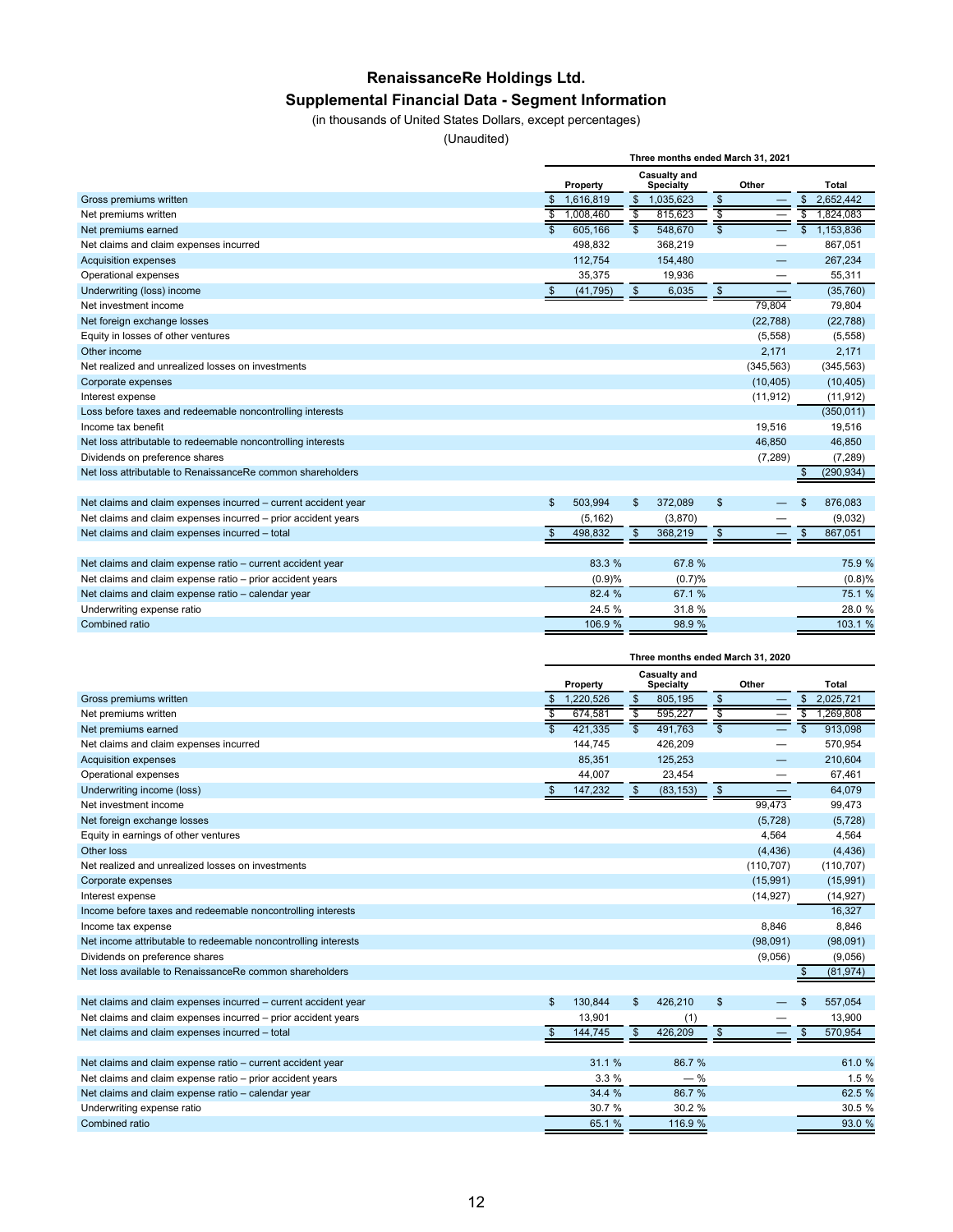# RenaissanceRe Holdings Ltd.

## Supplemental Financial Data - Segment Information

(in thousands of United States Dollars, except percentages)

(Unaudited)

| | Three months ended March 31, 2021 | | | |
|---|---|---|---|---|
| | Property | Casualty and Specialty | Other | Total |
| Gross premiums written | $ 1,616,819 | $ 1,035,623 | $ — | $ 2,652,442 |
| Net premiums written | $ 1,008,460 | $ 815,623 | $ — | $ 1,824,083 |
| Net premiums earned | $ 605,166 | $ 548,670 | $ — | $ 1,153,836 |
| Net claims and claim expenses incurred | 498,832 | 368,219 | — | 867,051 |
| Acquisition expenses | 112,754 | 154,480 | — | 267,234 |
| Operational expenses | 35,375 | 19,936 | — | 55,311 |
| Underwriting (loss) income | $ (41,795) | $ 6,035 | $ — | (35,760) |
| Net investment income | | | 79,804 | 79,804 |
| Net foreign exchange losses | | | (22,788) | (22,788) |
| Equity in losses of other ventures | | | (5,558) | (5,558) |
| Other income | | | 2,171 | 2,171 |
| Net realized and unrealized losses on investments | | | (345,563) | (345,563) |
| Corporate expenses | | | (10,405) | (10,405) |
| Interest expense | | | (11,912) | (11,912) |
| Loss before taxes and redeemable noncontrolling interests | | | | (350,011) |
| Income tax benefit | | | 19,516 | 19,516 |
| Net loss attributable to redeemable noncontrolling interests | | | 46,850 | 46,850 |
| Dividends on preference shares | | | (7,289) | (7,289) |
| Net loss attributable to RenaissanceRe common shareholders | | | | $ (290,934) |
| | | | | |
| Net claims and claim expenses incurred – current accident year | $ 503,994 | $ 372,089 | $ — | $ 876,083 |
| Net claims and claim expenses incurred – prior accident years | (5,162) | (3,870) | — | (9,032) |
| Net claims and claim expenses incurred – total | $ 498,832 | $ 368,219 | $ — | $ 867,051 |
| | | | | |
| Net claims and claim expense ratio – current accident year | 83.3 % | 67.8 % | | 75.9 % |
| Net claims and claim expense ratio – prior accident years | (0.9)% | (0.7)% | | (0.8)% |
| Net claims and claim expense ratio – calendar year | 82.4 % | 67.1 % | | 75.1 % |
| Underwriting expense ratio | 24.5 % | 31.8 % | | 28.0 % |
| Combined ratio | 106.9 % | 98.9 % | | 103.1 % |

| | Three months ended March 31, 2020 | | | |
|---|---|---|---|---|
| | Property | Casualty and Specialty | Other | Total |
| Gross premiums written | $ 1,220,526 | $ 805,195 | $ — | $ 2,025,721 |
| Net premiums written | $ 674,581 | $ 595,227 | $ — | $ 1,269,808 |
| Net premiums earned | $ 421,335 | $ 491,763 | $ — | $ 913,098 |
| Net claims and claim expenses incurred | 144,745 | 426,209 | — | 570,954 |
| Acquisition expenses | 85,351 | 125,253 | — | 210,604 |
| Operational expenses | 44,007 | 23,454 | — | 67,461 |
| Underwriting income (loss) | $ 147,232 | $ (83,153) | $ — | 64,079 |
| Net investment income | | | 99,473 | 99,473 |
| Net foreign exchange losses | | | (5,728) | (5,728) |
| Equity in earnings of other ventures | | | 4,564 | 4,564 |
| Other loss | | | (4,436) | (4,436) |
| Net realized and unrealized losses on investments | | | (110,707) | (110,707) |
| Corporate expenses | | | (15,991) | (15,991) |
| Interest expense | | | (14,927) | (14,927) |
| Income before taxes and redeemable noncontrolling interests | | | | 16,327 |
| Income tax expense | | | 8,846 | 8,846 |
| Net income attributable to redeemable noncontrolling interests | | | (98,091) | (98,091) |
| Dividends on preference shares | | | (9,056) | (9,056) |
| Net loss available to RenaissanceRe common shareholders | | | | $ (81,974) |
| | | | | |
| Net claims and claim expenses incurred – current accident year | $ 130,844 | $ 426,210 | $ — | $ 557,054 |
| Net claims and claim expenses incurred – prior accident years | 13,901 | (1) | — | 13,900 |
| Net claims and claim expenses incurred – total | $ 144,745 | $ 426,209 | $ — | $ 570,954 |
| | | | | |
| Net claims and claim expense ratio – current accident year | 31.1 % | 86.7 % | | 61.0 % |
| Net claims and claim expense ratio – prior accident years | 3.3 % | — % | | 1.5 % |
| Net claims and claim expense ratio – calendar year | 34.4 % | 86.7 % | | 62.5 % |
| Underwriting expense ratio | 30.7 % | 30.2 % | | 30.5 % |
| Combined ratio | 65.1 % | 116.9 % | | 93.0 % |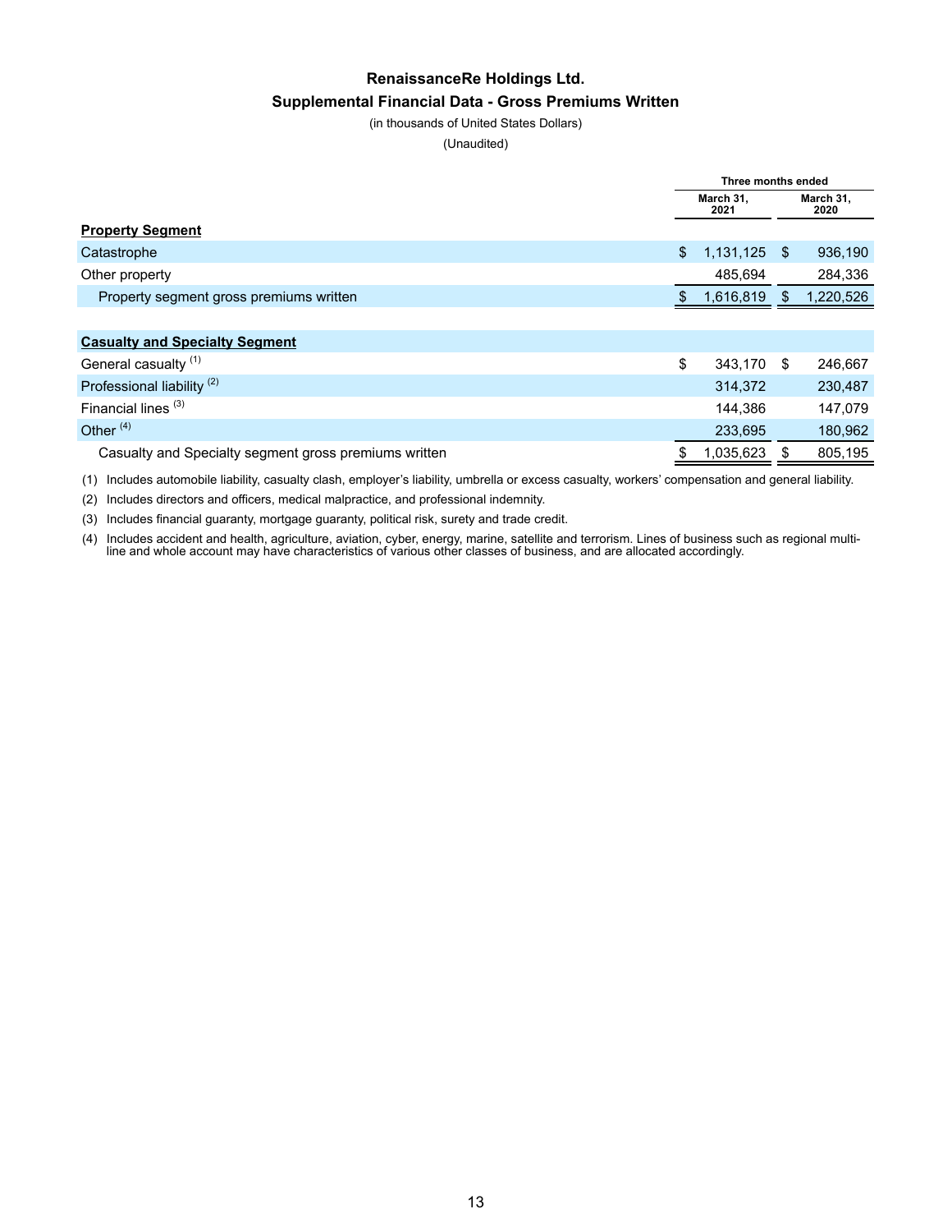# RenaissanceRe Holdings Ltd.

## Supplemental Financial Data - Gross Premiums Written

(in thousands of United States Dollars)

(Unaudited)

| | Three months ended | |
|---|---|---|
| | March 31, 2021 | March 31, 2020 |
| **Property Segment** | | |
| Catastrophe | $ 1,131,125 | $ 936,190 |
| Other property | 485,694 | 284,336 |
| Property segment gross premiums written | $ 1,616,819 | $ 1,220,526 |
| | | |
| **Casualty and Specialty Segment** | | |
| General casualty [1] | $ 343,170 | $ 246,667 |
| Professional liability [2] | 314,372 | 230,487 |
| Financial lines [3] | 144,386 | 147,079 |
| Other [4] | 233,695 | 180,962 |
| Casualty and Specialty segment gross premiums written | $ 1,035,623 | $ 805,195 |

(1) Includes automobile liability, casualty clash, employer's liability, umbrella or excess casualty, workers' compensation and general liability.

(2) Includes directors and officers, medical malpractice, and professional indemnity.

(3) Includes financial guaranty, mortgage guaranty, political risk, surety and trade credit.

(4) Includes accident and health, agriculture, aviation, cyber, energy, marine, satellite and terrorism. Lines of business such as regional multi-line and whole account may have characteristics of various other classes of business, and are allocated accordingly.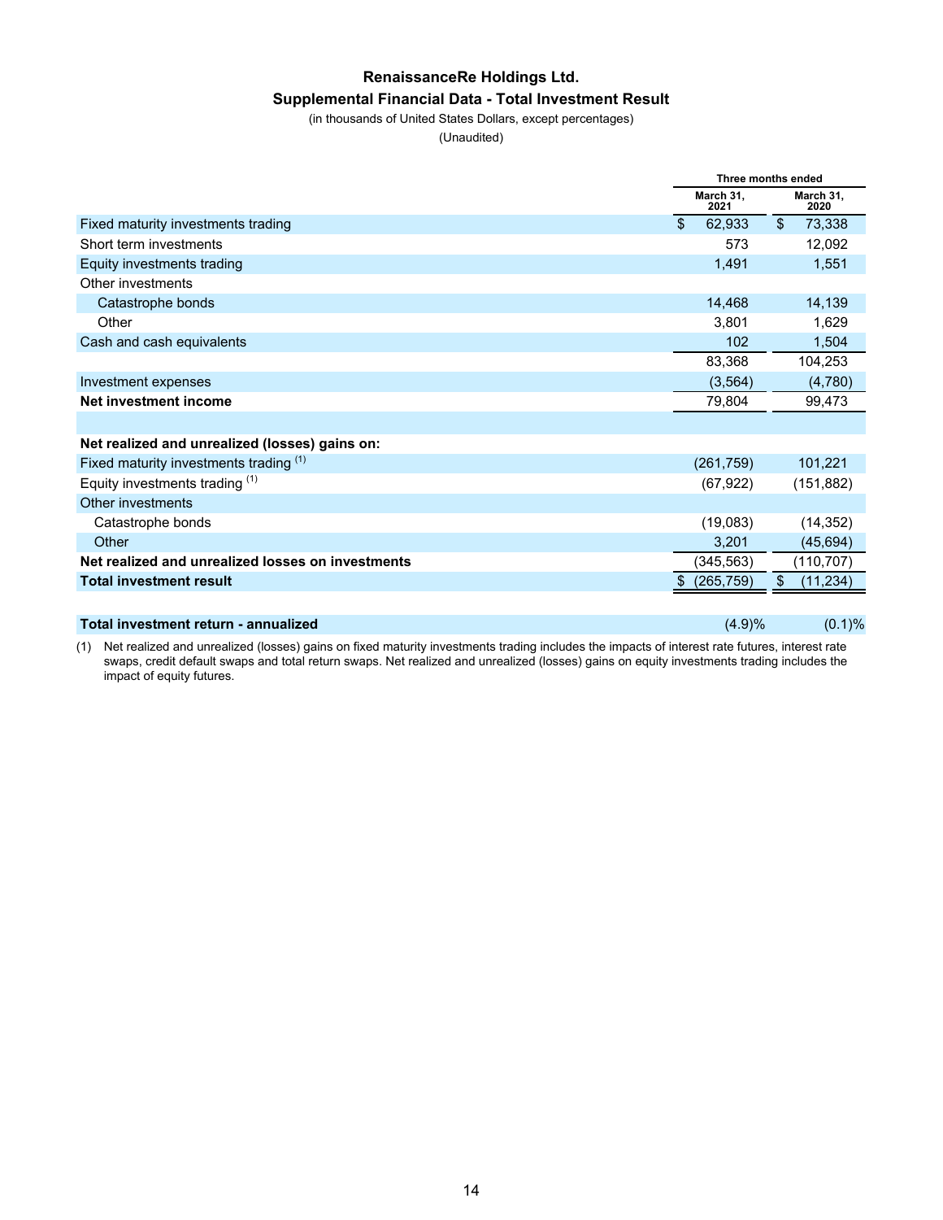# RenaissanceRe Holdings Ltd.

## Supplemental Financial Data - Total Investment Result

(in thousands of United States Dollars, except percentages)

(Unaudited)

| | Three months ended | |
|---|---|---|
| | March 31, 2021 | March 31, 2020 |
| Fixed maturity investments trading | $ 62,933 | $ 73,338 |
| Short term investments | 573 | 12,092 |
| Equity investments trading | 1,491 | 1,551 |
| Other investments | | |
| Catastrophe bonds | 14,468 | 14,139 |
| Other | 3,801 | 1,629 |
| Cash and cash equivalents | 102 | 1,504 |
| | 83,368 | 104,253 |
| Investment expenses | (3,564) | (4,780) |
| **Net investment income** | 79,804 | 99,473 |
| | | |
| **Net realized and unrealized (losses) gains on:** | | |
| Fixed maturity investments trading [(1)] | (261,759) | 101,221 |
| Equity investments trading [(1)] | (67,922) | (151,882) |
| Other investments | | |
| Catastrophe bonds | (19,083) | (14,352) |
| Other | 3,201 | (45,694) |
| **Net realized and unrealized losses on investments** | (345,563) | (110,707) |
| **Total investment result** | $ (265,759) | $ (11,234) |
| | | |
| **Total investment return - annualized** | (4.9)% | (0.1)% |

(1) Net realized and unrealized (losses) gains on fixed maturity investments trading includes the impacts of interest rate futures, interest rate swaps, credit default swaps and total return swaps. Net realized and unrealized (losses) gains on equity investments trading includes the impact of equity futures.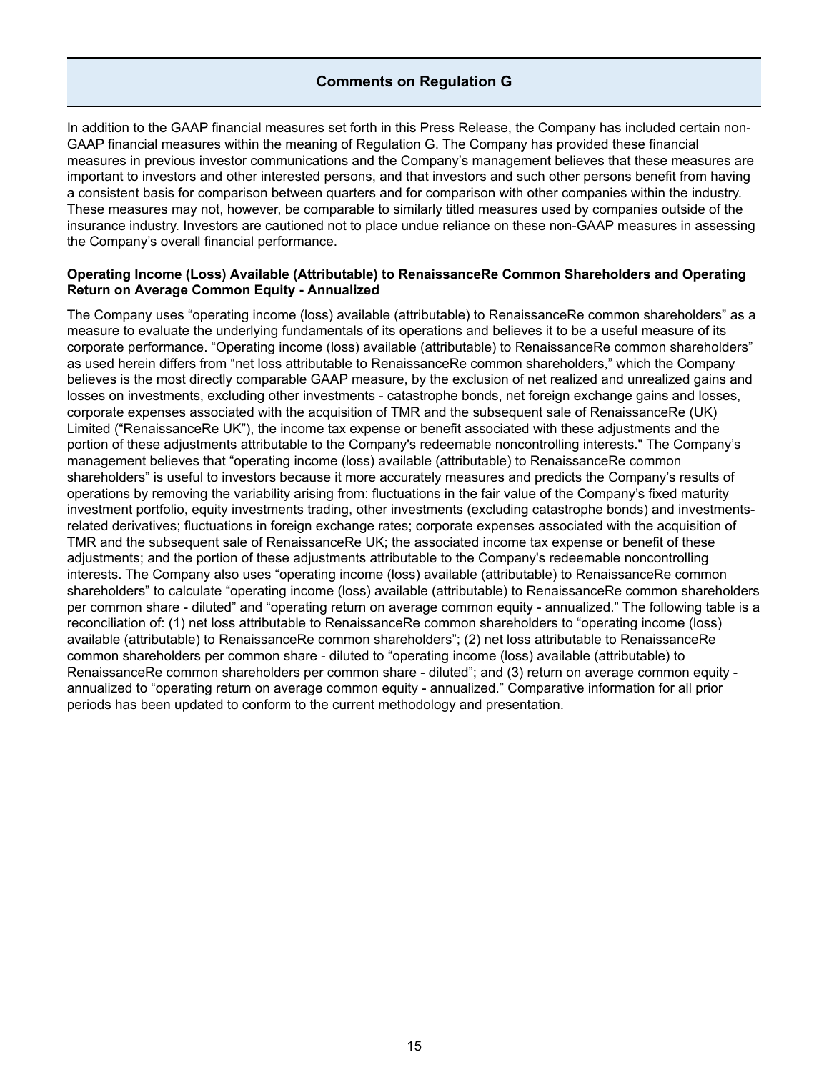## Comments on Regulation G

In addition to the GAAP financial measures set forth in this Press Release, the Company has included certain non-GAAP financial measures within the meaning of Regulation G. The Company has provided these financial measures in previous investor communications and the Company's management believes that these measures are important to investors and other interested persons, and that investors and such other persons benefit from having a consistent basis for comparison between quarters and for comparison with other companies within the industry. These measures may not, however, be comparable to similarly titled measures used by companies outside of the insurance industry. Investors are cautioned not to place undue reliance on these non-GAAP measures in assessing the Company's overall financial performance.

### Operating Income (Loss) Available (Attributable) to RenaissanceRe Common Shareholders and Operating Return on Average Common Equity - Annualized

The Company uses "operating income (loss) available (attributable) to RenaissanceRe common shareholders" as a measure to evaluate the underlying fundamentals of its operations and believes it to be a useful measure of its corporate performance. "Operating income (loss) available (attributable) to RenaissanceRe common shareholders" as used herein differs from "net loss attributable to RenaissanceRe common shareholders," which the Company believes is the most directly comparable GAAP measure, by the exclusion of net realized and unrealized gains and losses on investments, excluding other investments - catastrophe bonds, net foreign exchange gains and losses, corporate expenses associated with the acquisition of TMR and the subsequent sale of RenaissanceRe (UK) Limited ("RenaissanceRe UK"), the income tax expense or benefit associated with these adjustments and the portion of these adjustments attributable to the Company's redeemable noncontrolling interests." The Company's management believes that "operating income (loss) available (attributable) to RenaissanceRe common shareholders" is useful to investors because it more accurately measures and predicts the Company's results of operations by removing the variability arising from: fluctuations in the fair value of the Company's fixed maturity investment portfolio, equity investments trading, other investments (excluding catastrophe bonds) and investments-related derivatives; fluctuations in foreign exchange rates; corporate expenses associated with the acquisition of TMR and the subsequent sale of RenaissanceRe UK; the associated income tax expense or benefit of these adjustments; and the portion of these adjustments attributable to the Company's redeemable noncontrolling interests. The Company also uses "operating income (loss) available (attributable) to RenaissanceRe common shareholders" to calculate "operating income (loss) available (attributable) to RenaissanceRe common shareholders per common share - diluted" and "operating return on average common equity - annualized." The following table is a reconciliation of: (1) net loss attributable to RenaissanceRe common shareholders to "operating income (loss) available (attributable) to RenaissanceRe common shareholders"; (2) net loss attributable to RenaissanceRe common shareholders per common share - diluted to "operating income (loss) available (attributable) to RenaissanceRe common shareholders per common share - diluted"; and (3) return on average common equity - annualized to "operating return on average common equity - annualized." Comparative information for all prior periods has been updated to conform to the current methodology and presentation.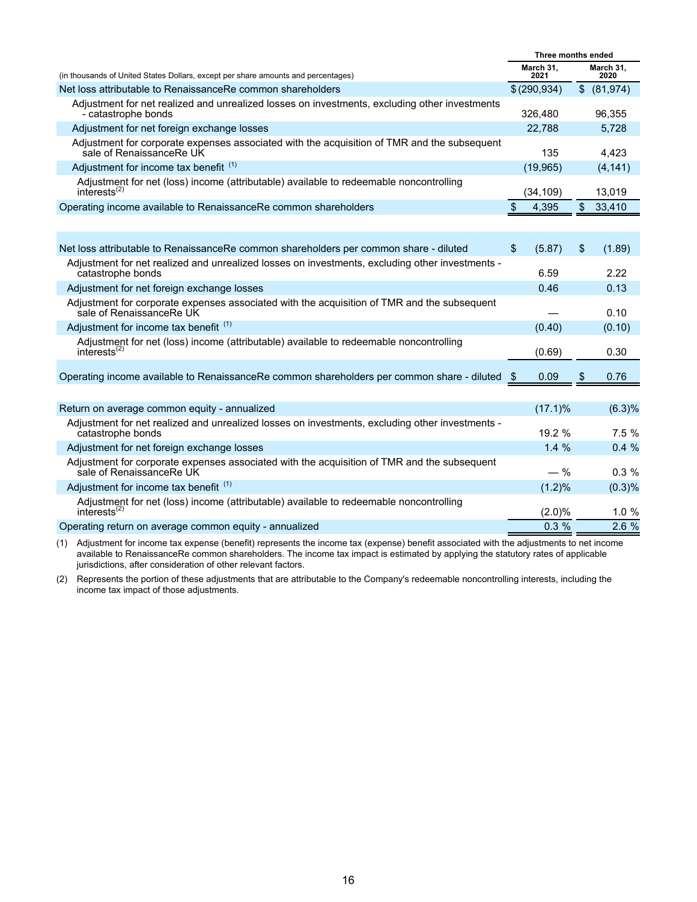| (in thousands of United States Dollars, except per share amounts and percentages) | Three months ended March 31, 2021 | Three months ended March 31, 2020 |
|---|---|---|
| Net loss attributable to RenaissanceRe common shareholders | $ (290,934) | $ (81,974) |
| Adjustment for net realized and unrealized losses on investments, excluding other investments - catastrophe bonds | 326,480 | 96,355 |
| Adjustment for net foreign exchange losses | 22,788 | 5,728 |
| Adjustment for corporate expenses associated with the acquisition of TMR and the subsequent sale of RenaissanceRe UK | 135 | 4,423 |
| Adjustment for income tax benefit (1) | (19,965) | (4,141) |
| Adjustment for net (loss) income (attributable) available to redeemable noncontrolling interests(2) | (34,109) | 13,019 |
| Operating income available to RenaissanceRe common shareholders | $ 4,395 | $ 33,410 |
| | | |
| Net loss attributable to RenaissanceRe common shareholders per common share - diluted | $ (5.87) | $ (1.89) |
| Adjustment for net realized and unrealized losses on investments, excluding other investments - catastrophe bonds | 6.59 | 2.22 |
| Adjustment for net foreign exchange losses | 0.46 | 0.13 |
| Adjustment for corporate expenses associated with the acquisition of TMR and the subsequent sale of RenaissanceRe UK | — | 0.10 |
| Adjustment for income tax benefit (1) | (0.40) | (0.10) |
| Adjustment for net (loss) income (attributable) available to redeemable noncontrolling interests(2) | (0.69) | 0.30 |
| Operating income available to RenaissanceRe common shareholders per common share - diluted | $ 0.09 | $ 0.76 |
| | | |
| Return on average common equity - annualized | (17.1)% | (6.3)% |
| Adjustment for net realized and unrealized losses on investments, excluding other investments - catastrophe bonds | 19.2 % | 7.5 % |
| Adjustment for net foreign exchange losses | 1.4 % | 0.4 % |
| Adjustment for corporate expenses associated with the acquisition of TMR and the subsequent sale of RenaissanceRe UK | — % | 0.3 % |
| Adjustment for income tax benefit (1) | (1.2)% | (0.3)% |
| Adjustment for net (loss) income (attributable) available to redeemable noncontrolling interests(2) | (2.0)% | 1.0 % |
| Operating return on average common equity - annualized | 0.3 % | 2.6 % |

(1) Adjustment for income tax expense (benefit) represents the income tax (expense) benefit associated with the adjustments to net income available to RenaissanceRe common shareholders. The income tax impact is estimated by applying the statutory rates of applicable jurisdictions, after consideration of other relevant factors.

(2) Represents the portion of these adjustments that are attributable to the Company's redeemable noncontrolling interests, including the income tax impact of those adjustments.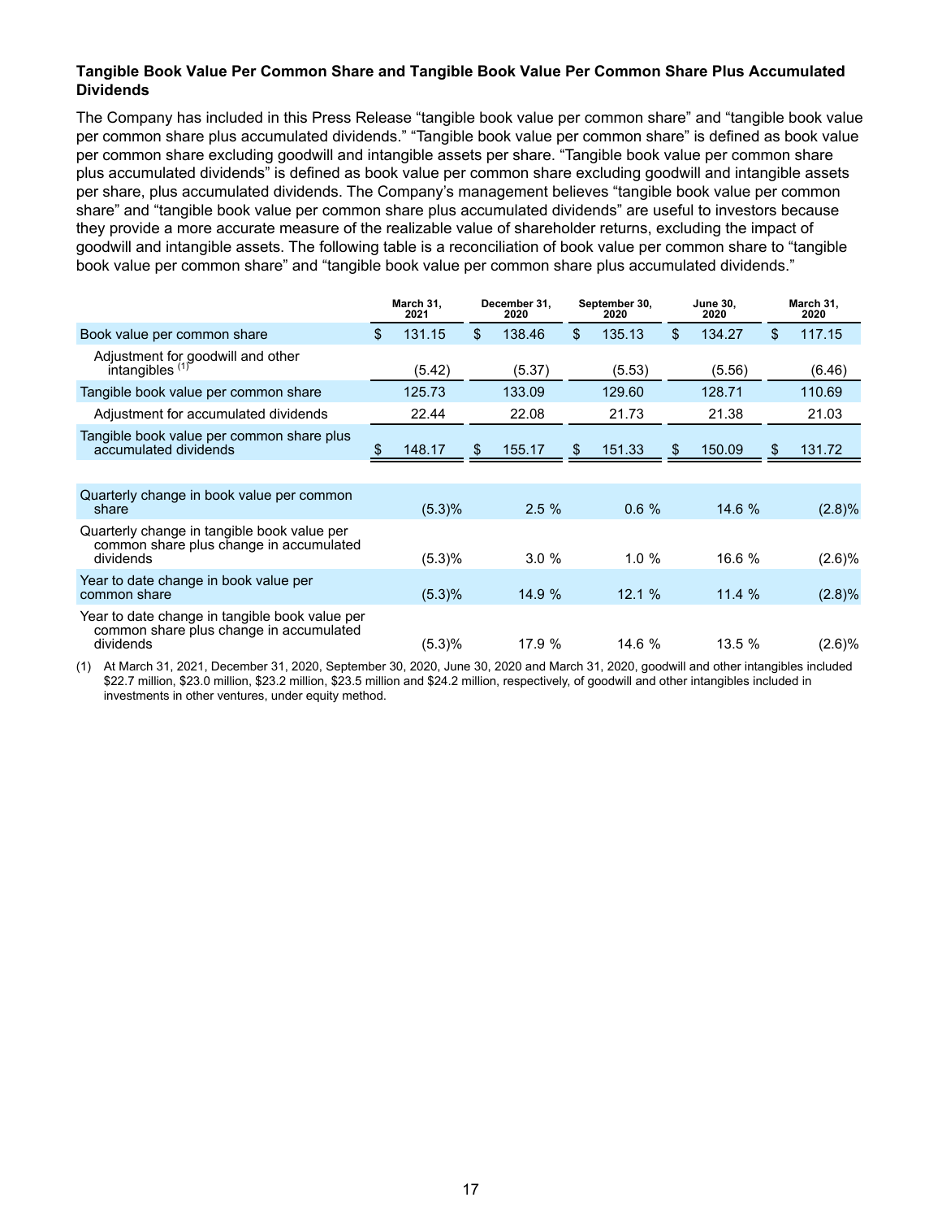**Tangible Book Value Per Common Share and Tangible Book Value Per Common Share Plus Accumulated Dividends**

The Company has included in this Press Release "tangible book value per common share" and "tangible book value per common share plus accumulated dividends." "Tangible book value per common share" is defined as book value per common share excluding goodwill and intangible assets per share. "Tangible book value per common share plus accumulated dividends" is defined as book value per common share excluding goodwill and intangible assets per share, plus accumulated dividends. The Company's management believes "tangible book value per common share" and "tangible book value per common share plus accumulated dividends" are useful to investors because they provide a more accurate measure of the realizable value of shareholder returns, excluding the impact of goodwill and intangible assets. The following table is a reconciliation of book value per common share to "tangible book value per common share" and "tangible book value per common share plus accumulated dividends."

| | March 31, 2021 | December 31, 2020 | September 30, 2020 | June 30, 2020 | March 31, 2020 |
|---|---|---|---|---|---|
| Book value per common share | $ 131.15 | $ 138.46 | $ 135.13 | $ 134.27 | $ 117.15 |
| Adjustment for goodwill and other intangibles [(1)] | (5.42) | (5.37) | (5.53) | (5.56) | (6.46) |
| Tangible book value per common share | 125.73 | 133.09 | 129.60 | 128.71 | 110.69 |
| Adjustment for accumulated dividends | 22.44 | 22.08 | 21.73 | 21.38 | 21.03 |
| Tangible book value per common share plus accumulated dividends | $ 148.17 | $ 155.17 | $ 151.33 | $ 150.09 | $ 131.72 |
| | | | | | |
| Quarterly change in book value per common share | (5.3)% | 2.5 % | 0.6 % | 14.6 % | (2.8)% |
| Quarterly change in tangible book value per common share plus change in accumulated dividends | (5.3)% | 3.0 % | 1.0 % | 16.6 % | (2.6)% |
| Year to date change in book value per common share | (5.3)% | 14.9 % | 12.1 % | 11.4 % | (2.8)% |
| Year to date change in tangible book value per common share plus change in accumulated dividends | (5.3)% | 17.9 % | 14.6 % | 13.5 % | (2.6)% |

(1) At March 31, 2021, December 31, 2020, September 30, 2020, June 30, 2020 and March 31, 2020, goodwill and other intangibles included $22.7 million, $23.0 million, $23.2 million, $23.5 million and $24.2 million, respectively, of goodwill and other intangibles included in investments in other ventures, under equity method.